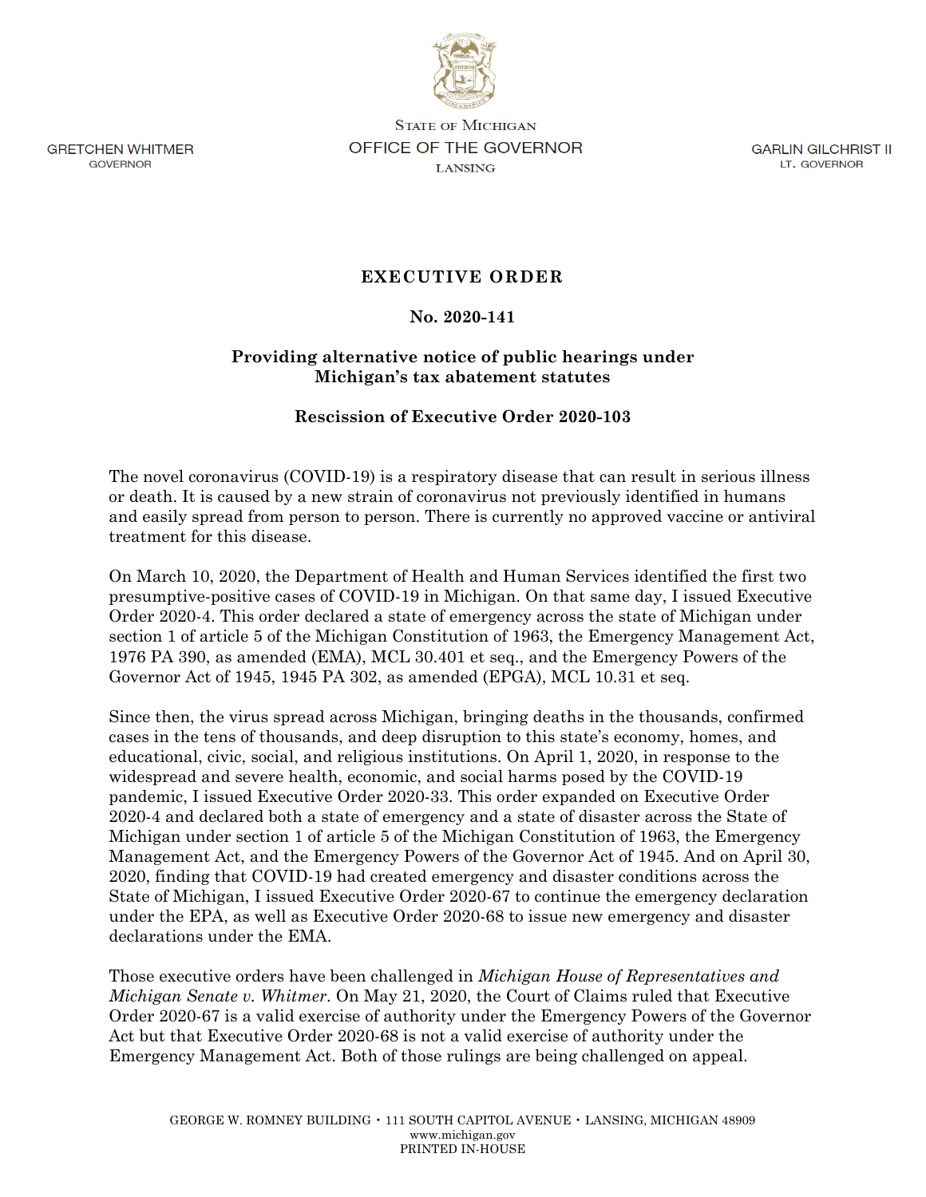GRETCHEN WHITMER
GOVERNOR

STATE OF MICHIGAN
OFFICE OF THE GOVERNOR
LANSING

GARLIN GILCHRIST II
LT. GOVERNOR

# EXECUTIVE ORDER

## No. 2020-141

## Providing alternative notice of public hearings under Michigan's tax abatement statutes

## Rescission of Executive Order 2020-103

The novel coronavirus (COVID-19) is a respiratory disease that can result in serious illness or death. It is caused by a new strain of coronavirus not previously identified in humans and easily spread from person to person. There is currently no approved vaccine or antiviral treatment for this disease.

On March 10, 2020, the Department of Health and Human Services identified the first two presumptive-positive cases of COVID-19 in Michigan. On that same day, I issued Executive Order 2020-4. This order declared a state of emergency across the state of Michigan under section 1 of article 5 of the Michigan Constitution of 1963, the Emergency Management Act, 1976 PA 390, as amended (EMA), MCL 30.401 et seq., and the Emergency Powers of the Governor Act of 1945, 1945 PA 302, as amended (EPGA), MCL 10.31 et seq.

Since then, the virus spread across Michigan, bringing deaths in the thousands, confirmed cases in the tens of thousands, and deep disruption to this state's economy, homes, and educational, civic, social, and religious institutions. On April 1, 2020, in response to the widespread and severe health, economic, and social harms posed by the COVID-19 pandemic, I issued Executive Order 2020-33. This order expanded on Executive Order 2020-4 and declared both a state of emergency and a state of disaster across the State of Michigan under section 1 of article 5 of the Michigan Constitution of 1963, the Emergency Management Act, and the Emergency Powers of the Governor Act of 1945. And on April 30, 2020, finding that COVID-19 had created emergency and disaster conditions across the State of Michigan, I issued Executive Order 2020-67 to continue the emergency declaration under the EPA, as well as Executive Order 2020-68 to issue new emergency and disaster declarations under the EMA.

Those executive orders have been challenged in *Michigan House of Representatives and Michigan Senate v. Whitmer*. On May 21, 2020, the Court of Claims ruled that Executive Order 2020-67 is a valid exercise of authority under the Emergency Powers of the Governor Act but that Executive Order 2020-68 is not a valid exercise of authority under the Emergency Management Act. Both of those rulings are being challenged on appeal.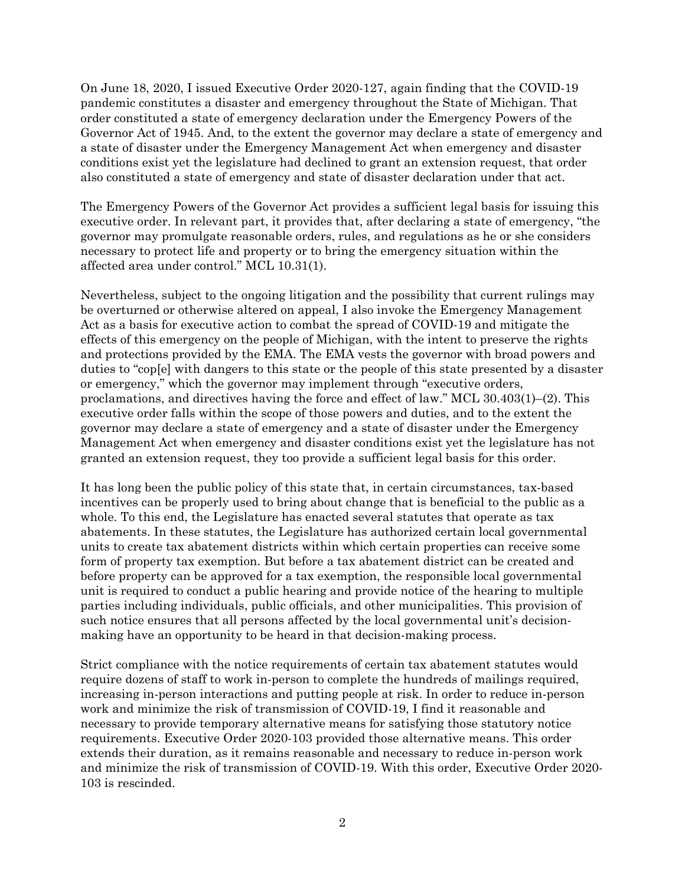On June 18, 2020, I issued Executive Order 2020-127, again finding that the COVID-19 pandemic constitutes a disaster and emergency throughout the State of Michigan. That order constituted a state of emergency declaration under the Emergency Powers of the Governor Act of 1945. And, to the extent the governor may declare a state of emergency and a state of disaster under the Emergency Management Act when emergency and disaster conditions exist yet the legislature had declined to grant an extension request, that order also constituted a state of emergency and state of disaster declaration under that act.

The Emergency Powers of the Governor Act provides a sufficient legal basis for issuing this executive order. In relevant part, it provides that, after declaring a state of emergency, "the governor may promulgate reasonable orders, rules, and regulations as he or she considers necessary to protect life and property or to bring the emergency situation within the affected area under control." MCL 10.31(1).

Nevertheless, subject to the ongoing litigation and the possibility that current rulings may be overturned or otherwise altered on appeal, I also invoke the Emergency Management Act as a basis for executive action to combat the spread of COVID-19 and mitigate the effects of this emergency on the people of Michigan, with the intent to preserve the rights and protections provided by the EMA. The EMA vests the governor with broad powers and duties to "cop[e] with dangers to this state or the people of this state presented by a disaster or emergency," which the governor may implement through "executive orders, proclamations, and directives having the force and effect of law." MCL 30.403(1)–(2). This executive order falls within the scope of those powers and duties, and to the extent the governor may declare a state of emergency and a state of disaster under the Emergency Management Act when emergency and disaster conditions exist yet the legislature has not granted an extension request, they too provide a sufficient legal basis for this order.

It has long been the public policy of this state that, in certain circumstances, tax-based incentives can be properly used to bring about change that is beneficial to the public as a whole. To this end, the Legislature has enacted several statutes that operate as tax abatements. In these statutes, the Legislature has authorized certain local governmental units to create tax abatement districts within which certain properties can receive some form of property tax exemption. But before a tax abatement district can be created and before property can be approved for a tax exemption, the responsible local governmental unit is required to conduct a public hearing and provide notice of the hearing to multiple parties including individuals, public officials, and other municipalities. This provision of such notice ensures that all persons affected by the local governmental unit's decision-making have an opportunity to be heard in that decision-making process.

Strict compliance with the notice requirements of certain tax abatement statutes would require dozens of staff to work in-person to complete the hundreds of mailings required, increasing in-person interactions and putting people at risk. In order to reduce in-person work and minimize the risk of transmission of COVID-19, I find it reasonable and necessary to provide temporary alternative means for satisfying those statutory notice requirements. Executive Order 2020-103 provided those alternative means. This order extends their duration, as it remains reasonable and necessary to reduce in-person work and minimize the risk of transmission of COVID-19. With this order, Executive Order 2020-103 is rescinded.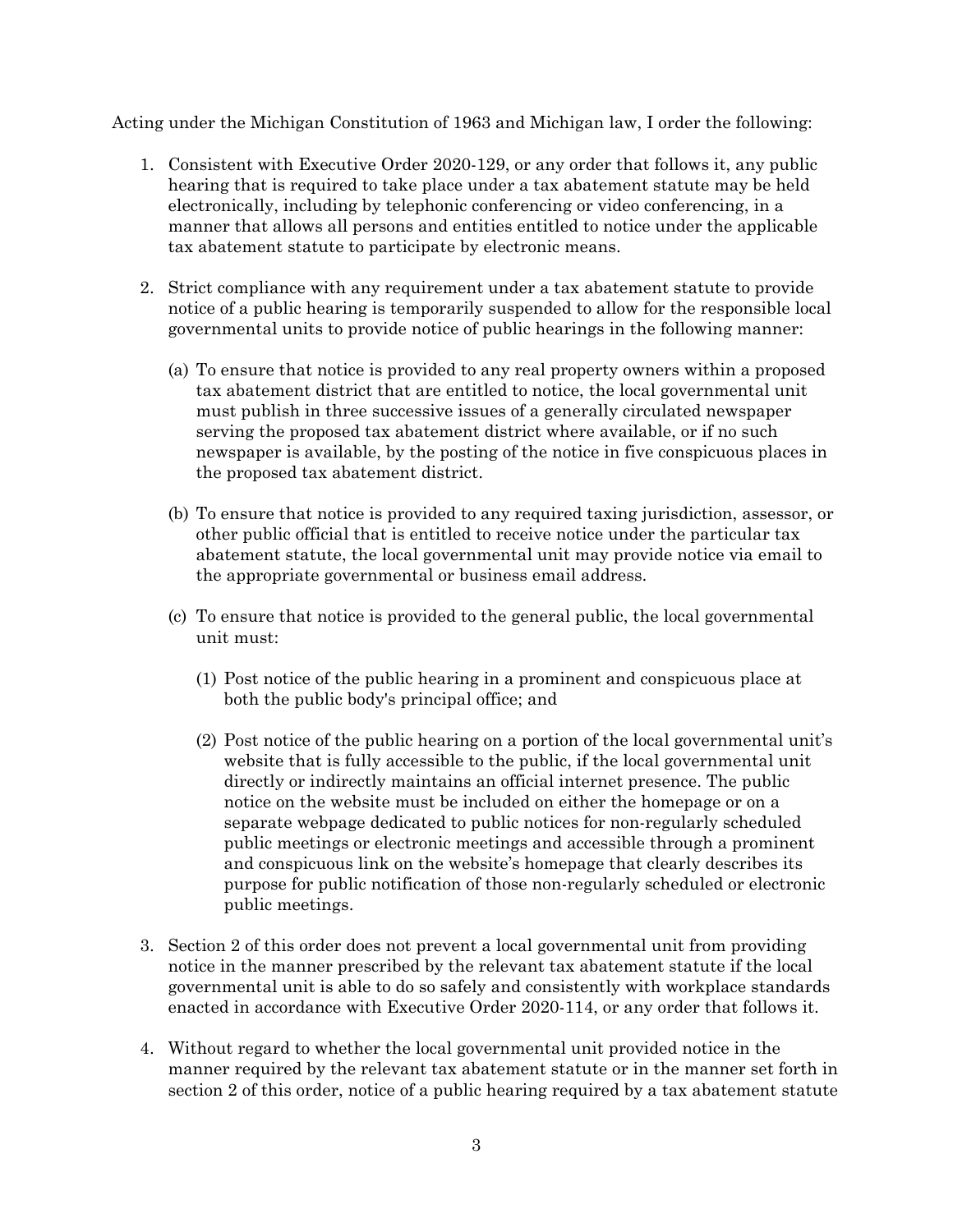Acting under the Michigan Constitution of 1963 and Michigan law, I order the following:

1. Consistent with Executive Order 2020-129, or any order that follows it, any public hearing that is required to take place under a tax abatement statute may be held electronically, including by telephonic conferencing or video conferencing, in a manner that allows all persons and entities entitled to notice under the applicable tax abatement statute to participate by electronic means.

2. Strict compliance with any requirement under a tax abatement statute to provide notice of a public hearing is temporarily suspended to allow for the responsible local governmental units to provide notice of public hearings in the following manner:

   (a) To ensure that notice is provided to any real property owners within a proposed tax abatement district that are entitled to notice, the local governmental unit must publish in three successive issues of a generally circulated newspaper serving the proposed tax abatement district where available, or if no such newspaper is available, by the posting of the notice in five conspicuous places in the proposed tax abatement district.

   (b) To ensure that notice is provided to any required taxing jurisdiction, assessor, or other public official that is entitled to receive notice under the particular tax abatement statute, the local governmental unit may provide notice via email to the appropriate governmental or business email address.

   (c) To ensure that notice is provided to the general public, the local governmental unit must:

      (1) Post notice of the public hearing in a prominent and conspicuous place at both the public body's principal office; and

      (2) Post notice of the public hearing on a portion of the local governmental unit's website that is fully accessible to the public, if the local governmental unit directly or indirectly maintains an official internet presence. The public notice on the website must be included on either the homepage or on a separate webpage dedicated to public notices for non-regularly scheduled public meetings or electronic meetings and accessible through a prominent and conspicuous link on the website's homepage that clearly describes its purpose for public notification of those non-regularly scheduled or electronic public meetings.

3. Section 2 of this order does not prevent a local governmental unit from providing notice in the manner prescribed by the relevant tax abatement statute if the local governmental unit is able to do so safely and consistently with workplace standards enacted in accordance with Executive Order 2020-114, or any order that follows it.

4. Without regard to whether the local governmental unit provided notice in the manner required by the relevant tax abatement statute or in the manner set forth in section 2 of this order, notice of a public hearing required by a tax abatement statute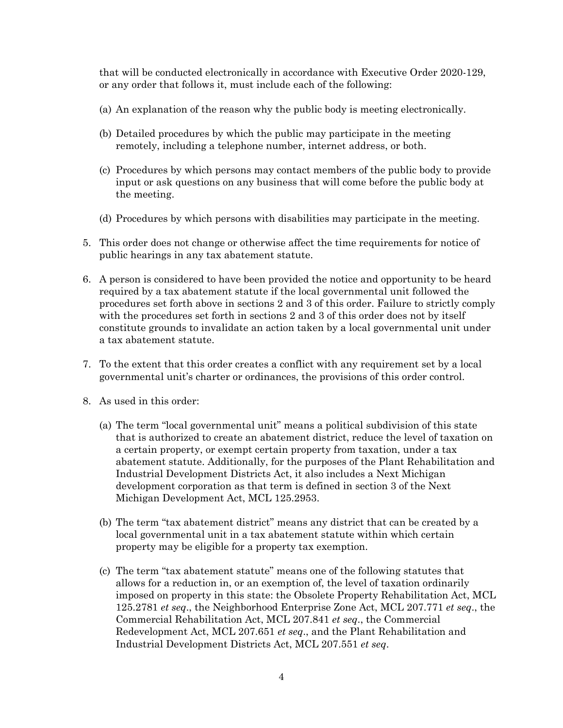that will be conducted electronically in accordance with Executive Order 2020-129, or any order that follows it, must include each of the following:

(a) An explanation of the reason why the public body is meeting electronically.

(b) Detailed procedures by which the public may participate in the meeting remotely, including a telephone number, internet address, or both.

(c) Procedures by which persons may contact members of the public body to provide input or ask questions on any business that will come before the public body at the meeting.

(d) Procedures by which persons with disabilities may participate in the meeting.

5. This order does not change or otherwise affect the time requirements for notice of public hearings in any tax abatement statute.

6. A person is considered to have been provided the notice and opportunity to be heard required by a tax abatement statute if the local governmental unit followed the procedures set forth above in sections 2 and 3 of this order. Failure to strictly comply with the procedures set forth in sections 2 and 3 of this order does not by itself constitute grounds to invalidate an action taken by a local governmental unit under a tax abatement statute.

7. To the extent that this order creates a conflict with any requirement set by a local governmental unit's charter or ordinances, the provisions of this order control.

8. As used in this order:

(a) The term "local governmental unit" means a political subdivision of this state that is authorized to create an abatement district, reduce the level of taxation on a certain property, or exempt certain property from taxation, under a tax abatement statute. Additionally, for the purposes of the Plant Rehabilitation and Industrial Development Districts Act, it also includes a Next Michigan development corporation as that term is defined in section 3 of the Next Michigan Development Act, MCL 125.2953.

(b) The term "tax abatement district" means any district that can be created by a local governmental unit in a tax abatement statute within which certain property may be eligible for a property tax exemption.

(c) The term "tax abatement statute" means one of the following statutes that allows for a reduction in, or an exemption of, the level of taxation ordinarily imposed on property in this state: the Obsolete Property Rehabilitation Act, MCL 125.2781 *et seq*., the Neighborhood Enterprise Zone Act, MCL 207.771 *et seq*., the Commercial Rehabilitation Act, MCL 207.841 *et seq*., the Commercial Redevelopment Act, MCL 207.651 *et seq*., and the Plant Rehabilitation and Industrial Development Districts Act, MCL 207.551 *et seq*.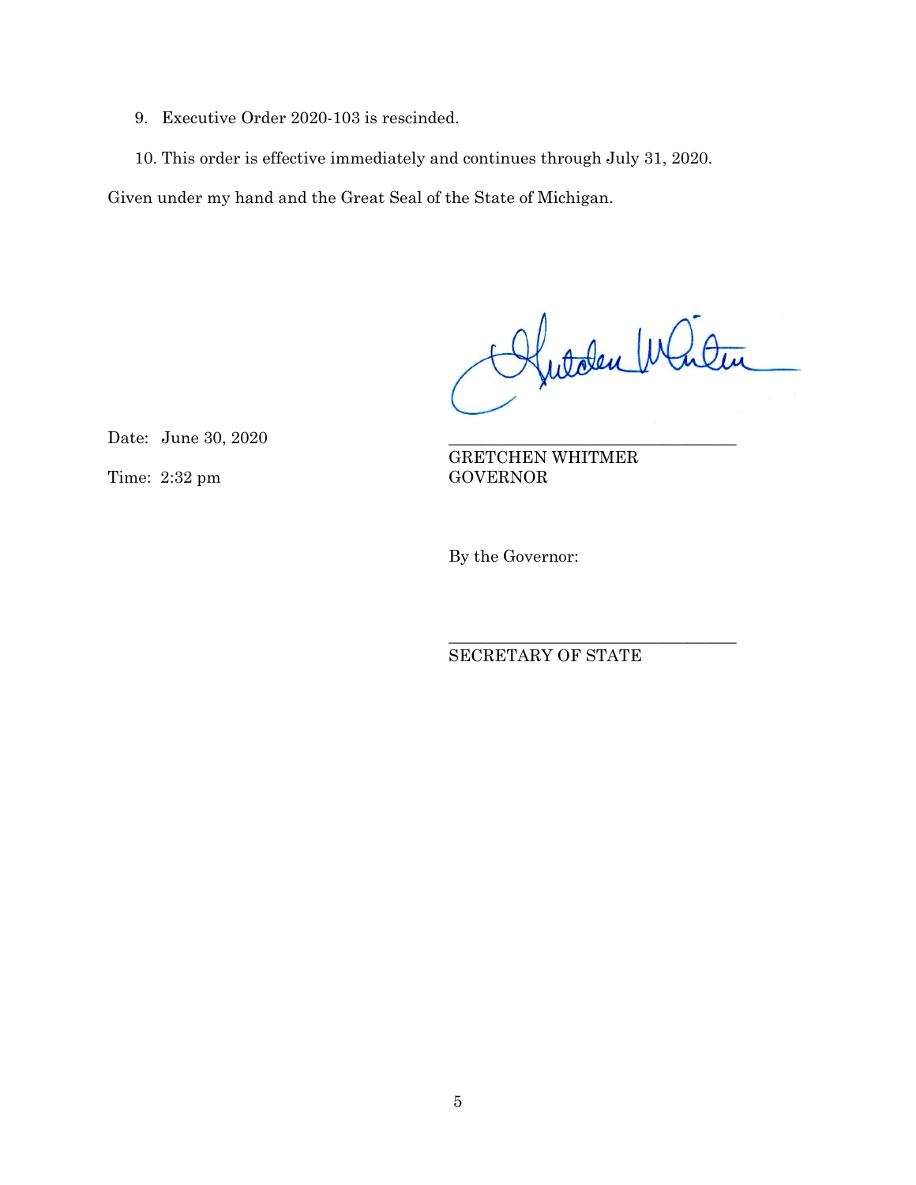9. Executive Order 2020-103 is rescinded.

10. This order is effective immediately and continues through July 31, 2020.

Given under my hand and the Great Seal of the State of Michigan.

Date: June 30, 2020

Time: 2:32 pm

\_\_\_\_\_\_\_\_\_\_\_\_\_\_\_\_\_\_\_\_\_\_\_\_\_\_\_\_\_\_\_\_\_\_\_

GRETCHEN WHITMER
GOVERNOR

By the Governor:

\_\_\_\_\_\_\_\_\_\_\_\_\_\_\_\_\_\_\_\_\_\_\_\_\_\_\_\_\_\_\_\_\_\_\_

SECRETARY OF STATE